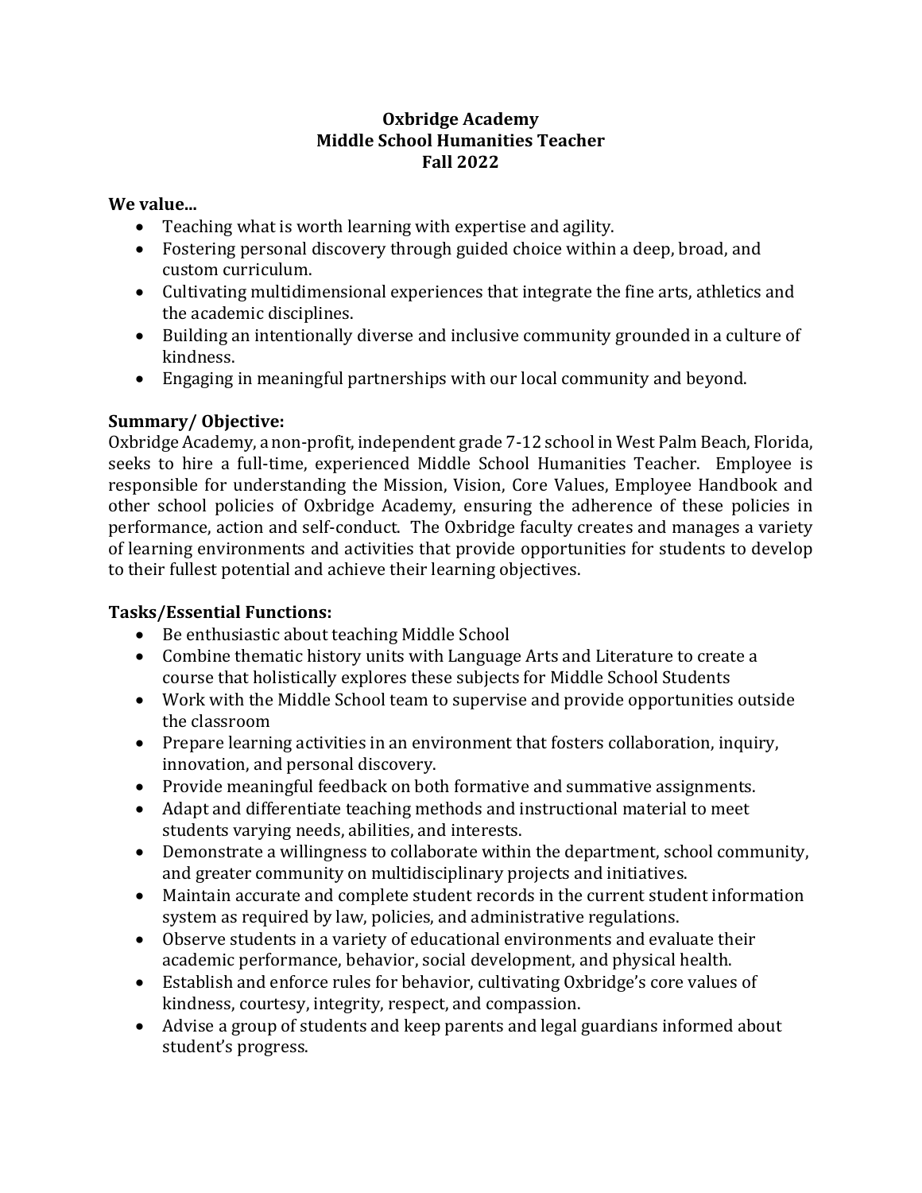# Oxbridge Academy
## Middle School Humanities Teacher
## Fall 2022

**We value...**

- Teaching what is worth learning with expertise and agility.
- Fostering personal discovery through guided choice within a deep, broad, and custom curriculum.
- Cultivating multidimensional experiences that integrate the fine arts, athletics and the academic disciplines.
- Building an intentionally diverse and inclusive community grounded in a culture of kindness.
- Engaging in meaningful partnerships with our local community and beyond.

**Summary/ Objective:**

Oxbridge Academy, a non-profit, independent grade 7-12 school in West Palm Beach, Florida, seeks to hire a full-time, experienced Middle School Humanities Teacher. Employee is responsible for understanding the Mission, Vision, Core Values, Employee Handbook and other school policies of Oxbridge Academy, ensuring the adherence of these policies in performance, action and self-conduct. The Oxbridge faculty creates and manages a variety of learning environments and activities that provide opportunities for students to develop to their fullest potential and achieve their learning objectives.

**Tasks/Essential Functions:**

- Be enthusiastic about teaching Middle School
- Combine thematic history units with Language Arts and Literature to create a course that holistically explores these subjects for Middle School Students
- Work with the Middle School team to supervise and provide opportunities outside the classroom
- Prepare learning activities in an environment that fosters collaboration, inquiry, innovation, and personal discovery.
- Provide meaningful feedback on both formative and summative assignments.
- Adapt and differentiate teaching methods and instructional material to meet students varying needs, abilities, and interests.
- Demonstrate a willingness to collaborate within the department, school community, and greater community on multidisciplinary projects and initiatives.
- Maintain accurate and complete student records in the current student information system as required by law, policies, and administrative regulations.
- Observe students in a variety of educational environments and evaluate their academic performance, behavior, social development, and physical health.
- Establish and enforce rules for behavior, cultivating Oxbridge's core values of kindness, courtesy, integrity, respect, and compassion.
- Advise a group of students and keep parents and legal guardians informed about student's progress.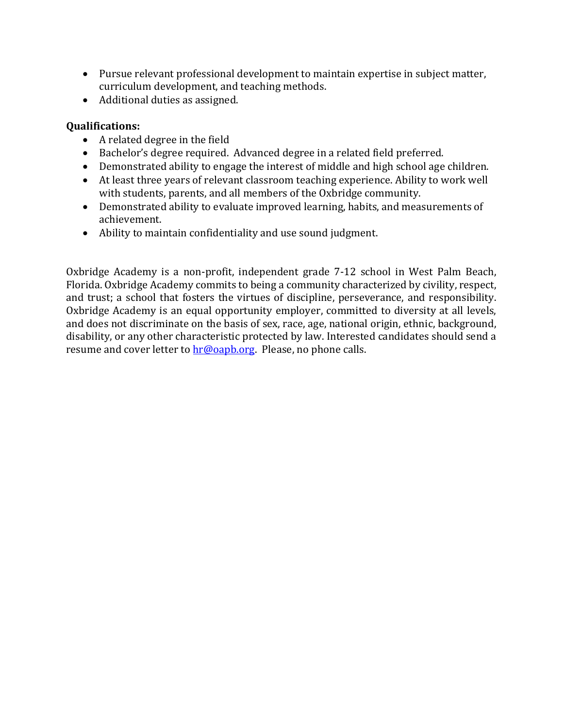- Pursue relevant professional development to maintain expertise in subject matter, curriculum development, and teaching methods.
- Additional duties as assigned.

**Qualifications:**

- A related degree in the field
- Bachelor's degree required. Advanced degree in a related field preferred.
- Demonstrated ability to engage the interest of middle and high school age children.
- At least three years of relevant classroom teaching experience. Ability to work well with students, parents, and all members of the Oxbridge community.
- Demonstrated ability to evaluate improved learning, habits, and measurements of achievement.
- Ability to maintain confidentiality and use sound judgment.

Oxbridge Academy is a non-profit, independent grade 7-12 school in West Palm Beach, Florida. Oxbridge Academy commits to being a community characterized by civility, respect, and trust; a school that fosters the virtues of discipline, perseverance, and responsibility. Oxbridge Academy is an equal opportunity employer, committed to diversity at all levels, and does not discriminate on the basis of sex, race, age, national origin, ethnic, background, disability, or any other characteristic protected by law. Interested candidates should send a resume and cover letter to [hr@oapb.org](mailto:hr@oapb.org). Please, no phone calls.